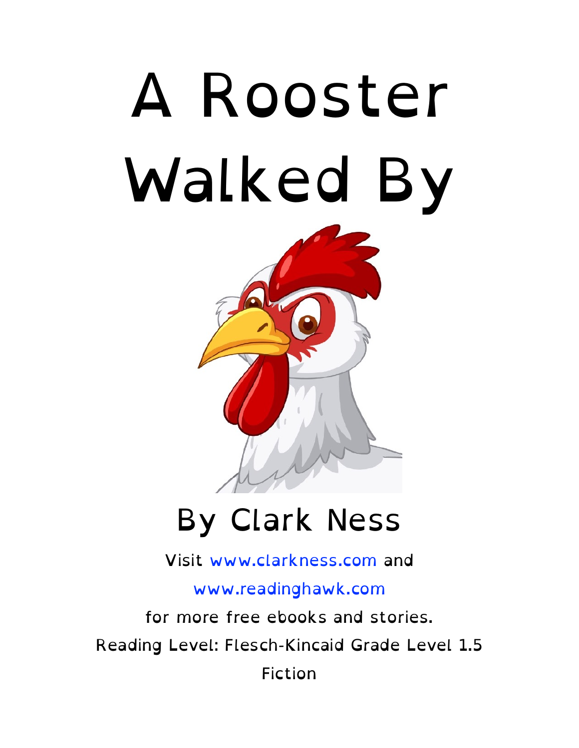# A Rooster Walked By

## By Clark Ness

Visit www.clarkness.com and

www.readinghawk.com

for more free ebooks and stories.

Reading Level: Flesch-Kincaid Grade Level 1.5

Fiction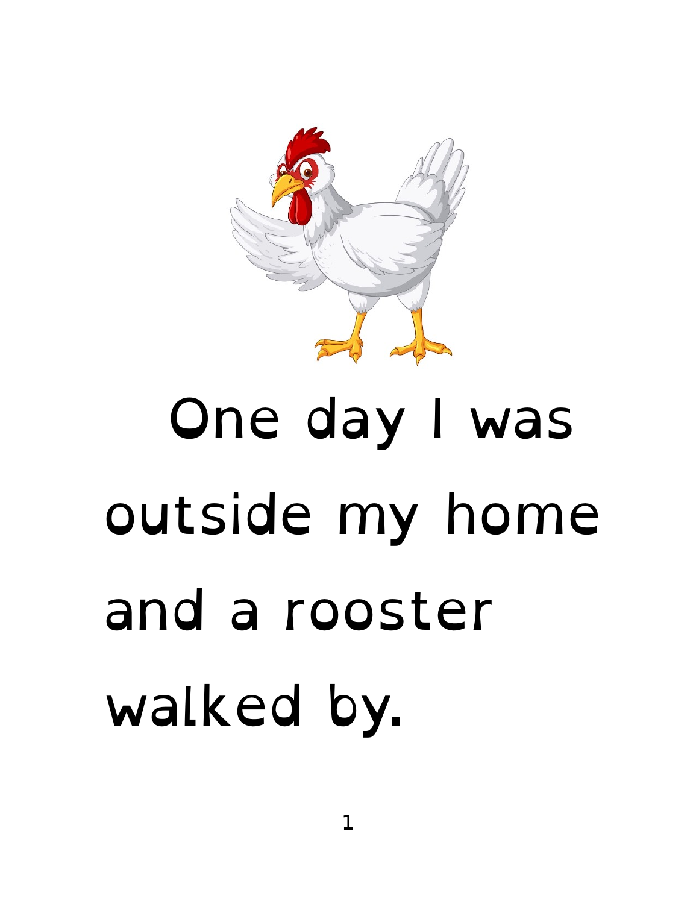One day I was outside my home and a rooster walked by.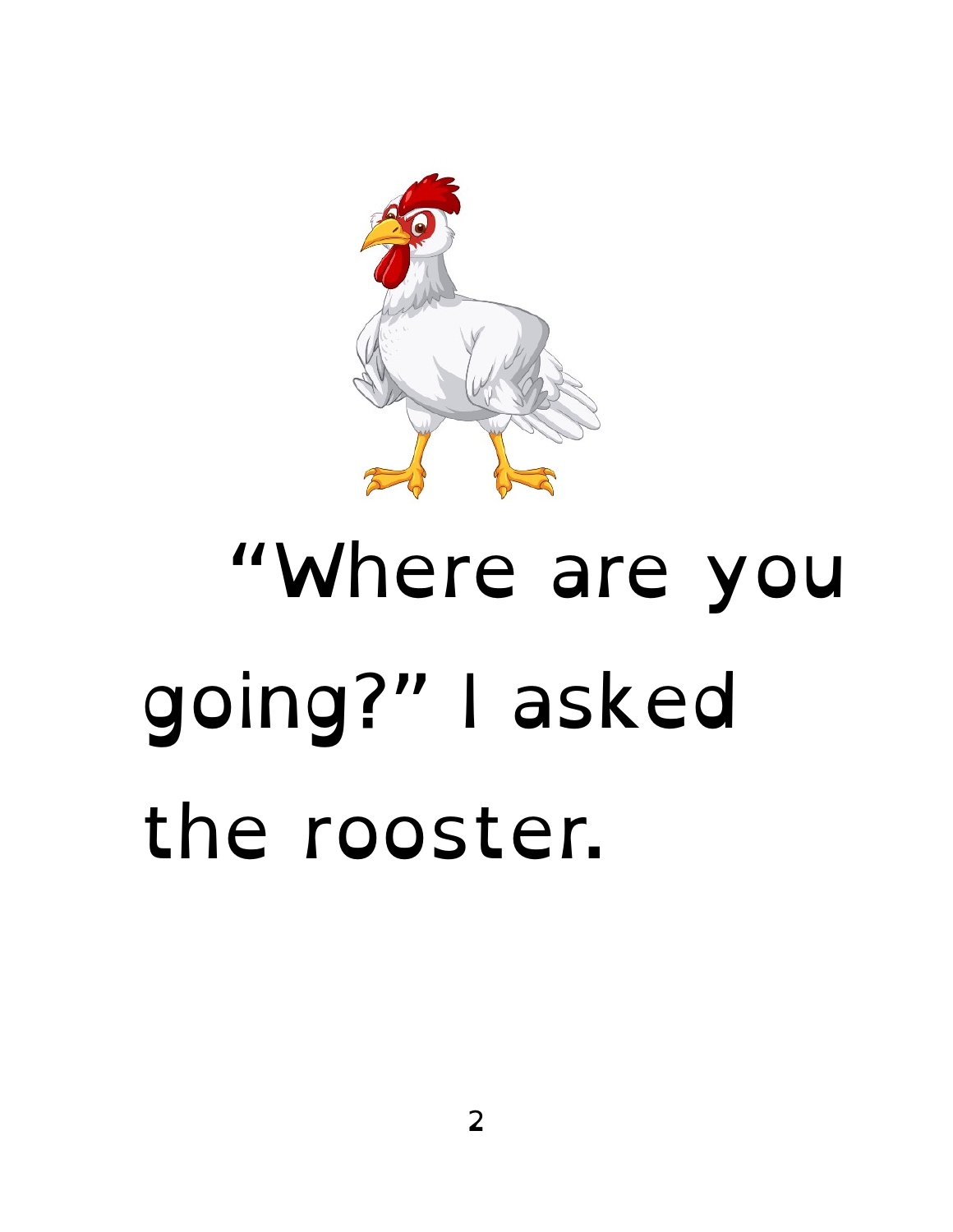"Where are you going?" I asked the rooster.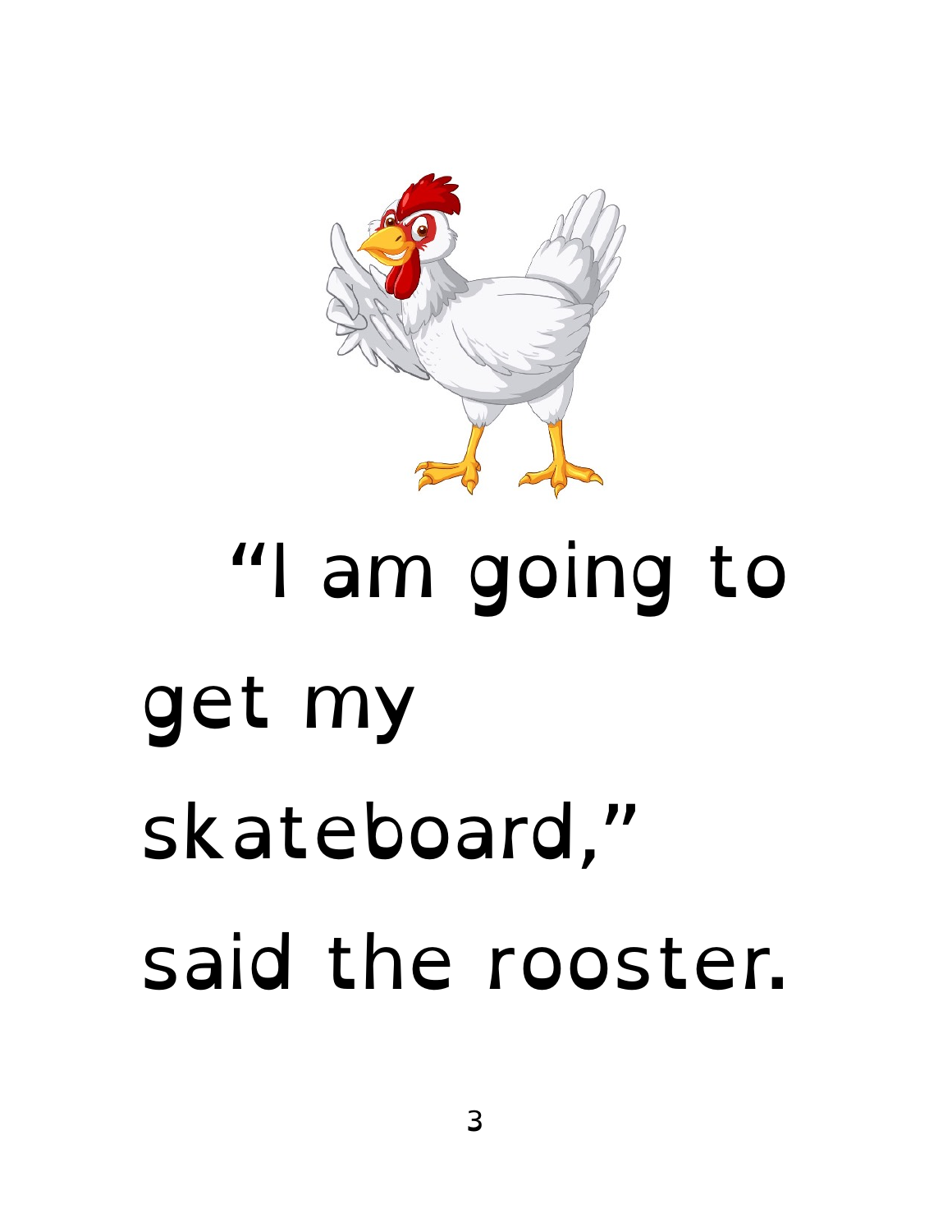"I am going to get my skateboard," said the rooster.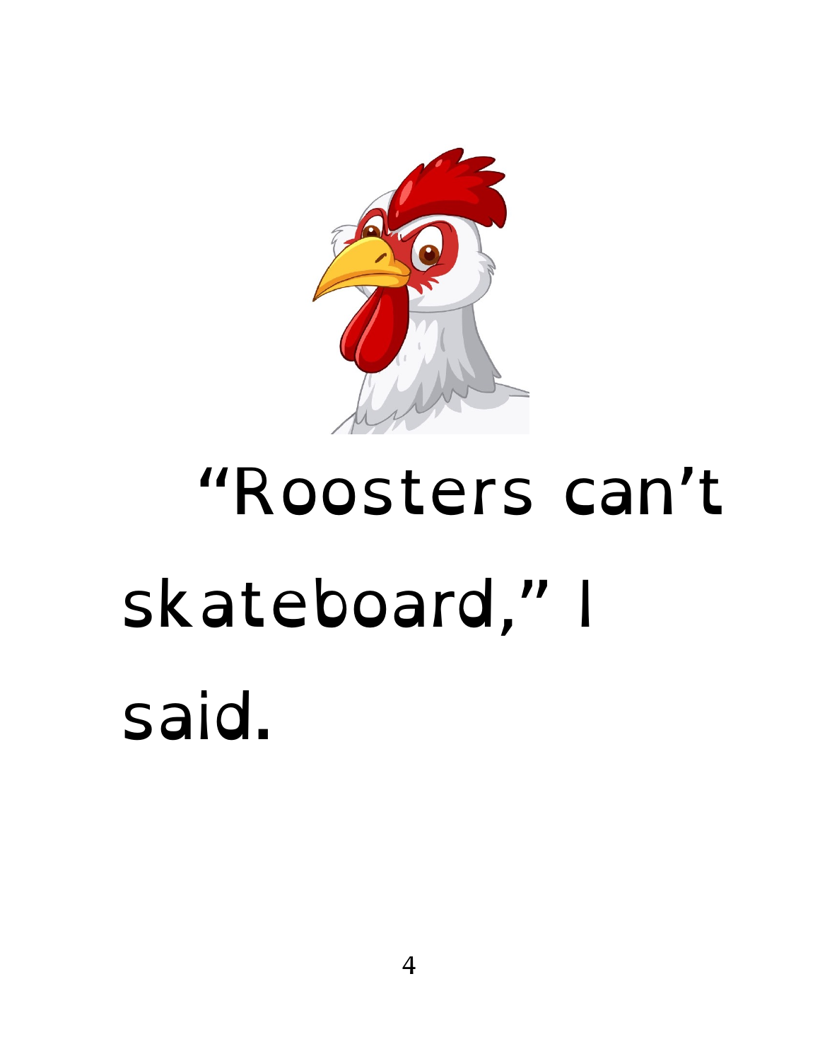"Roosters can't skateboard," I said.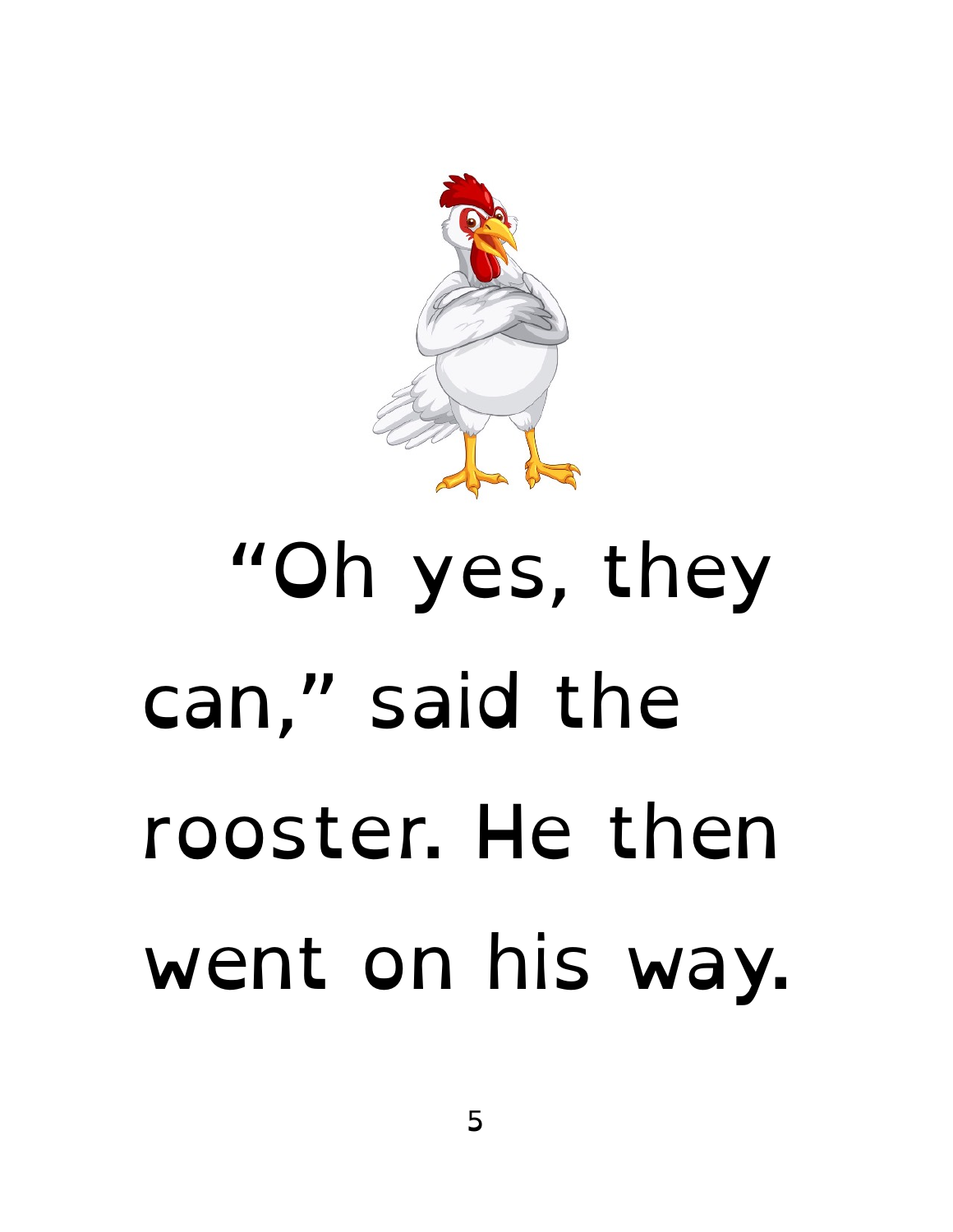"Oh yes, they can," said the rooster. He then went on his way.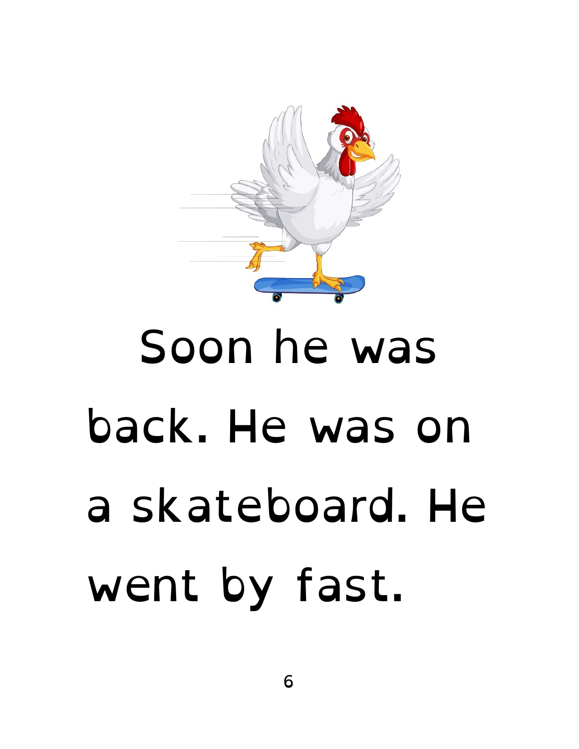Soon he was back. He was on a skateboard. He went by fast.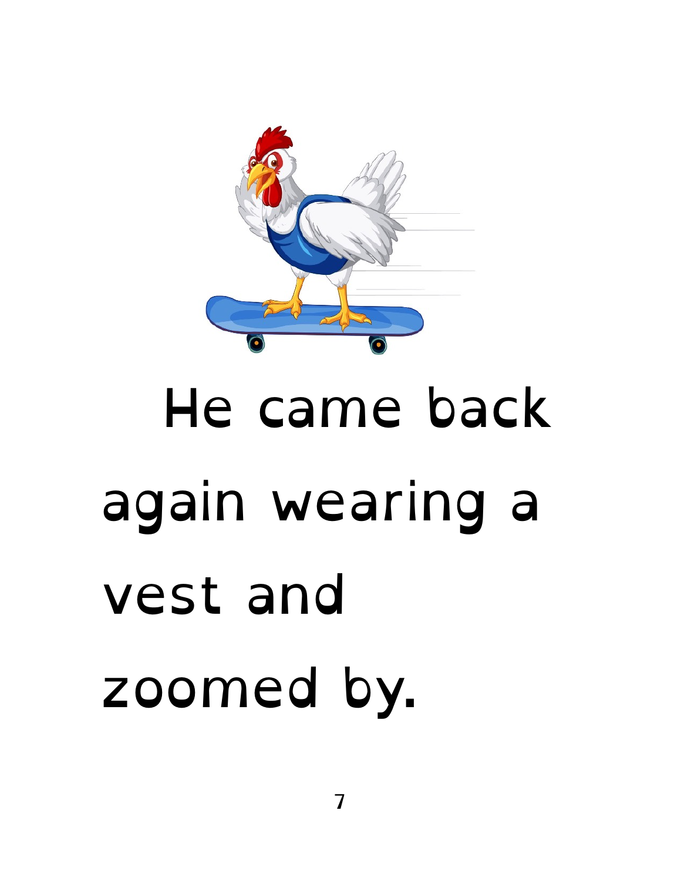He came back again wearing a vest and zoomed by.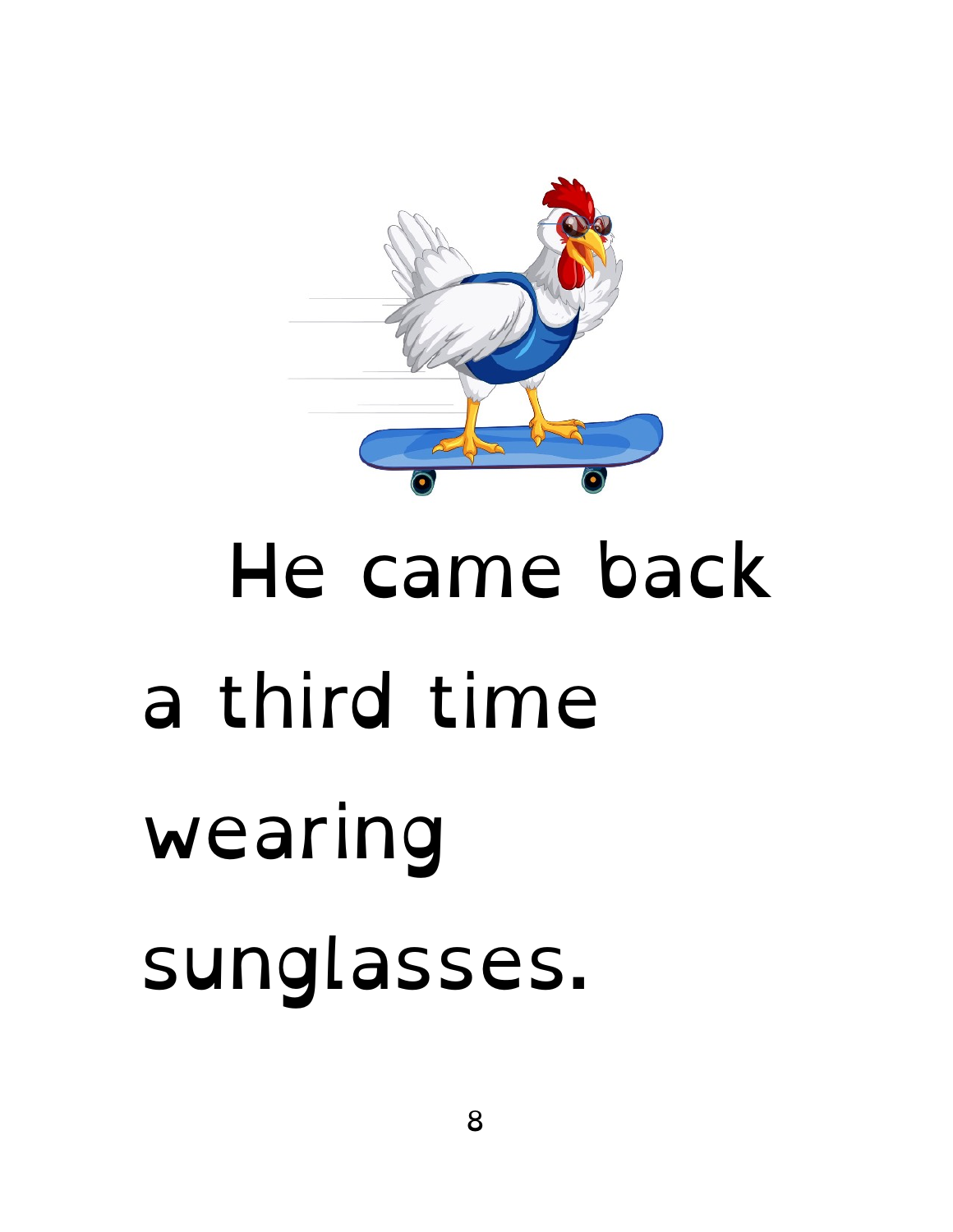He came back a third time wearing sunglasses.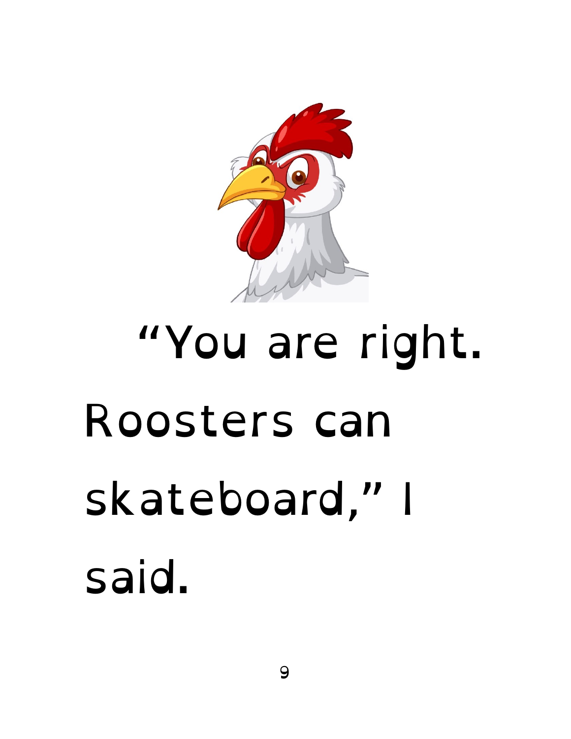"You are right. Roosters can skateboard," I said.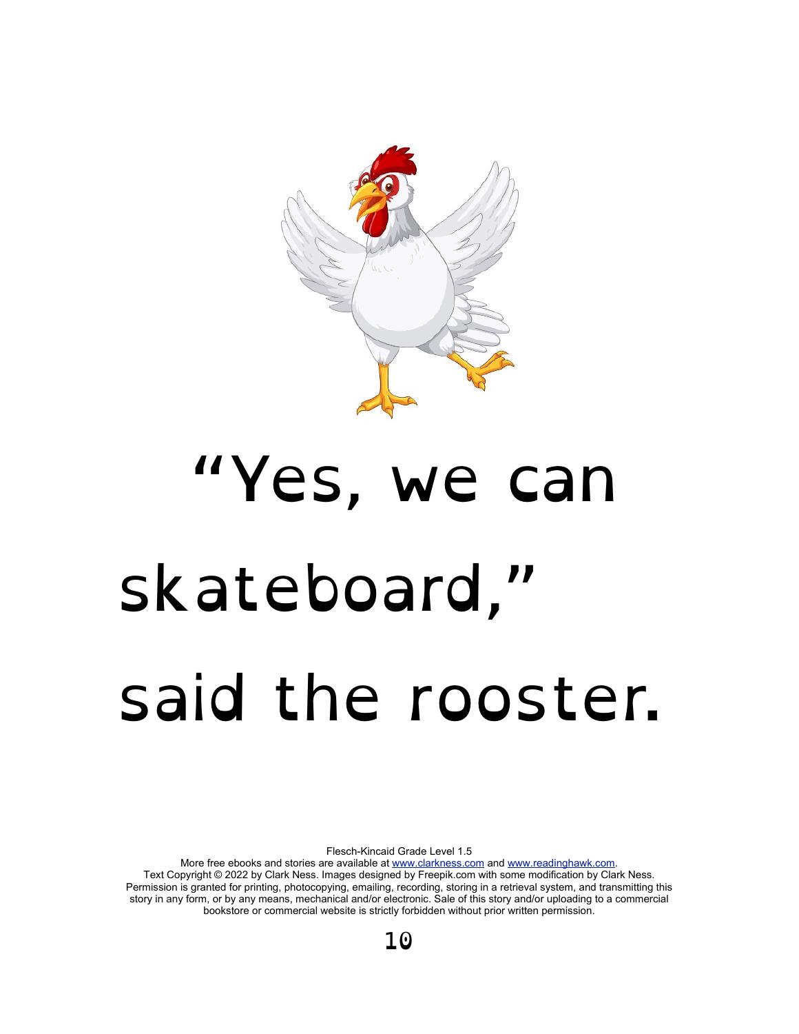"Yes, we can skateboard," said the rooster.

Flesch-Kincaid Grade Level 1.5

More free ebooks and stories are available at www.clarkness.com and www.readinghawk.com.

Text Copyright © 2022 by Clark Ness. Images designed by Freepik.com with some modification by Clark Ness.

Permission is granted for printing, photocopying, emailing, recording, storing in a retrieval system, and transmitting this story in any form, or by any means, mechanical and/or electronic. Sale of this story and/or uploading to a commercial bookstore or commercial website is strictly forbidden without prior written permission.